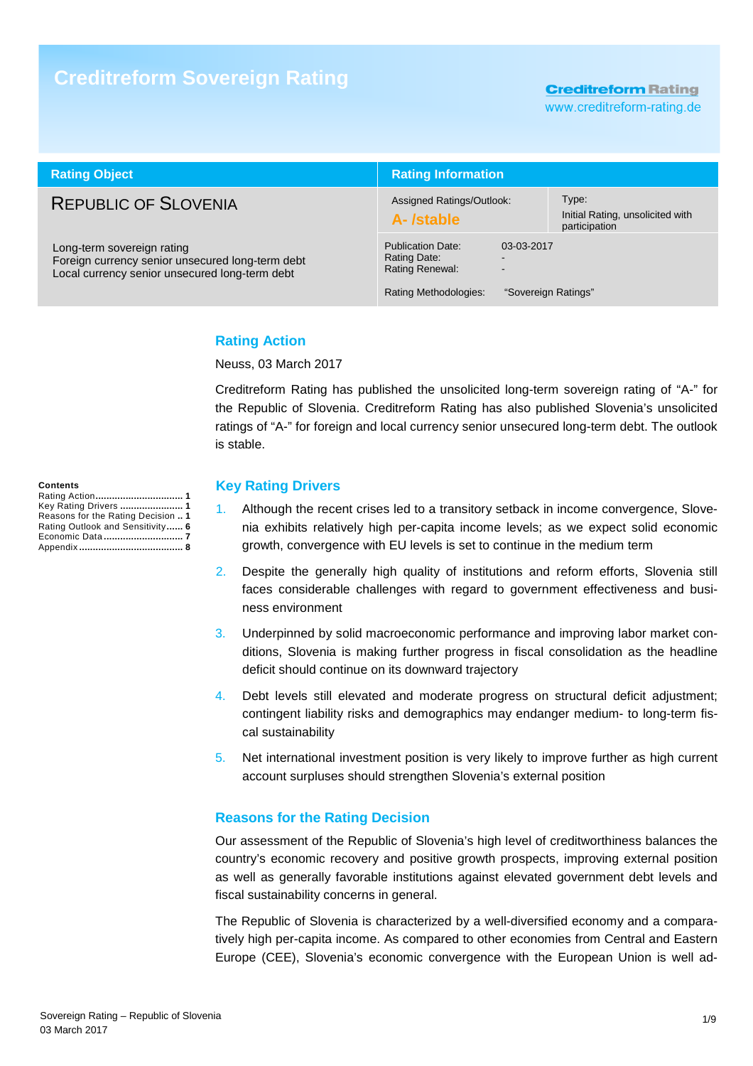# Creditreform Sovereign Rating

**Creditreform Rating**
www.creditreform-rating.de

| Rating Object | Rating Information | |
|---|---|---|
| **REPUBLIC OF SLOVENIA** | Assigned Ratings/Outlook: **A- /stable** | Type: Initial Rating, unsolicited with participation |
| Long-term sovereign rating<br>Foreign currency senior unsecured long-term debt<br>Local currency senior unsecured long-term debt | Publication Date: 03-03-2017<br>Rating Date: -<br>Rating Renewal: -<br><br>Rating Methodologies: "Sovereign Ratings" | |

**Contents**

- Rating Action ... 1
- Key Rating Drivers ... 1
- Reasons for the Rating Decision .. 1
- Rating Outlook and Sensitivity ... 6
- Economic Data ... 7
- Appendix ... 8

## Rating Action

Neuss, 03 March 2017

Creditreform Rating has published the unsolicited long-term sovereign rating of "A-" for the Republic of Slovenia. Creditreform Rating has also published Slovenia's unsolicited ratings of "A-" for foreign and local currency senior unsecured long-term debt. The outlook is stable.

## Key Rating Drivers

1. Although the recent crises led to a transitory setback in income convergence, Slovenia exhibits relatively high per-capita income levels; as we expect solid economic growth, convergence with EU levels is set to continue in the medium term
2. Despite the generally high quality of institutions and reform efforts, Slovenia still faces considerable challenges with regard to government effectiveness and business environment
3. Underpinned by solid macroeconomic performance and improving labor market conditions, Slovenia is making further progress in fiscal consolidation as the headline deficit should continue on its downward trajectory
4. Debt levels still elevated and moderate progress on structural deficit adjustment; contingent liability risks and demographics may endanger medium- to long-term fiscal sustainability
5. Net international investment position is very likely to improve further as high current account surpluses should strengthen Slovenia's external position

## Reasons for the Rating Decision

Our assessment of the Republic of Slovenia's high level of creditworthiness balances the country's economic recovery and positive growth prospects, improving external position as well as generally favorable institutions against elevated government debt levels and fiscal sustainability concerns in general.

The Republic of Slovenia is characterized by a well-diversified economy and a comparatively high per-capita income. As compared to other economies from Central and Eastern Europe (CEE), Slovenia's economic convergence with the European Union is well ad-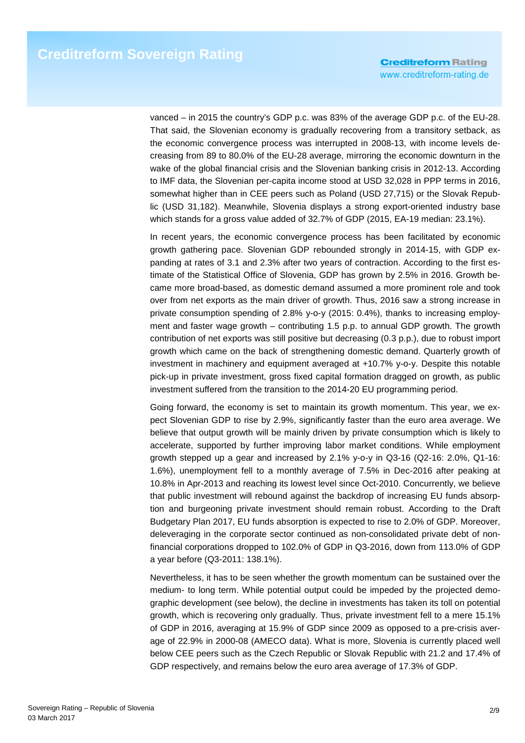vanced – in 2015 the country's GDP p.c. was 83% of the average GDP p.c. of the EU-28. That said, the Slovenian economy is gradually recovering from a transitory setback, as the economic convergence process was interrupted in 2008-13, with income levels decreasing from 89 to 80.0% of the EU-28 average, mirroring the economic downturn in the wake of the global financial crisis and the Slovenian banking crisis in 2012-13. According to IMF data, the Slovenian per-capita income stood at USD 32,028 in PPP terms in 2016, somewhat higher than in CEE peers such as Poland (USD 27,715) or the Slovak Republic (USD 31,182). Meanwhile, Slovenia displays a strong export-oriented industry base which stands for a gross value added of 32.7% of GDP (2015, EA-19 median: 23.1%).

In recent years, the economic convergence process has been facilitated by economic growth gathering pace. Slovenian GDP rebounded strongly in 2014-15, with GDP expanding at rates of 3.1 and 2.3% after two years of contraction. According to the first estimate of the Statistical Office of Slovenia, GDP has grown by 2.5% in 2016. Growth became more broad-based, as domestic demand assumed a more prominent role and took over from net exports as the main driver of growth. Thus, 2016 saw a strong increase in private consumption spending of 2.8% y-o-y (2015: 0.4%), thanks to increasing employment and faster wage growth – contributing 1.5 p.p. to annual GDP growth. The growth contribution of net exports was still positive but decreasing (0.3 p.p.), due to robust import growth which came on the back of strengthening domestic demand. Quarterly growth of investment in machinery and equipment averaged at +10.7% y-o-y. Despite this notable pick-up in private investment, gross fixed capital formation dragged on growth, as public investment suffered from the transition to the 2014-20 EU programming period.

Going forward, the economy is set to maintain its growth momentum. This year, we expect Slovenian GDP to rise by 2.9%, significantly faster than the euro area average. We believe that output growth will be mainly driven by private consumption which is likely to accelerate, supported by further improving labor market conditions. While employment growth stepped up a gear and increased by 2.1% y-o-y in Q3-16 (Q2-16: 2.0%, Q1-16: 1.6%), unemployment fell to a monthly average of 7.5% in Dec-2016 after peaking at 10.8% in Apr-2013 and reaching its lowest level since Oct-2010. Concurrently, we believe that public investment will rebound against the backdrop of increasing EU funds absorption and burgeoning private investment should remain robust. According to the Draft Budgetary Plan 2017, EU funds absorption is expected to rise to 2.0% of GDP. Moreover, deleveraging in the corporate sector continued as non-consolidated private debt of non-financial corporations dropped to 102.0% of GDP in Q3-2016, down from 113.0% of GDP a year before (Q3-2011: 138.1%).

Nevertheless, it has to be seen whether the growth momentum can be sustained over the medium- to long term. While potential output could be impeded by the projected demographic development (see below), the decline in investments has taken its toll on potential growth, which is recovering only gradually. Thus, private investment fell to a mere 15.1% of GDP in 2016, averaging at 15.9% of GDP since 2009 as opposed to a pre-crisis average of 22.9% in 2000-08 (AMECO data). What is more, Slovenia is currently placed well below CEE peers such as the Czech Republic or Slovak Republic with 21.2 and 17.4% of GDP respectively, and remains below the euro area average of 17.3% of GDP.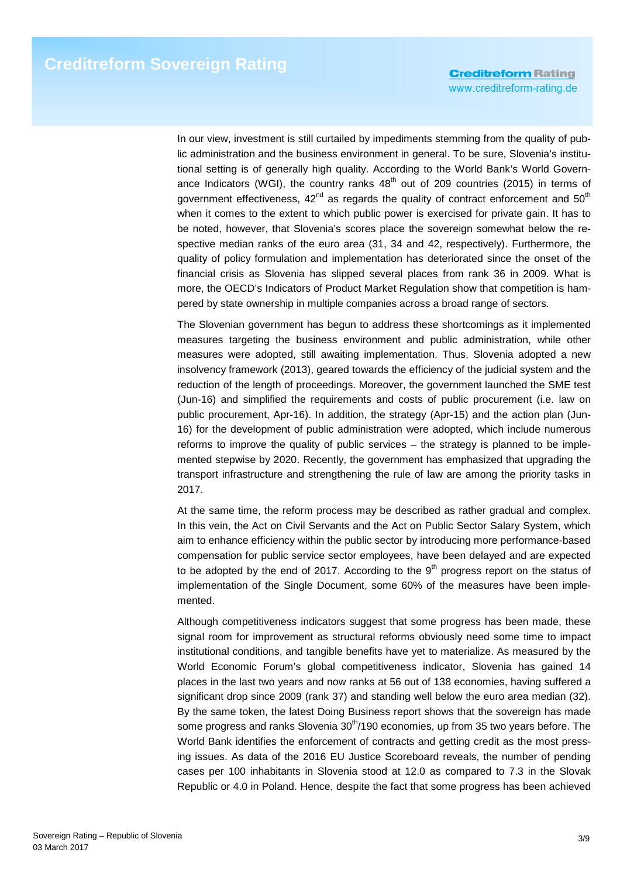In our view, investment is still curtailed by impediments stemming from the quality of public administration and the business environment in general. To be sure, Slovenia's institutional setting is of generally high quality. According to the World Bank's World Governance Indicators (WGI), the country ranks 48th out of 209 countries (2015) in terms of government effectiveness, 42nd as regards the quality of contract enforcement and 50th when it comes to the extent to which public power is exercised for private gain. It has to be noted, however, that Slovenia's scores place the sovereign somewhat below the respective median ranks of the euro area (31, 34 and 42, respectively). Furthermore, the quality of policy formulation and implementation has deteriorated since the onset of the financial crisis as Slovenia has slipped several places from rank 36 in 2009. What is more, the OECD's Indicators of Product Market Regulation show that competition is hampered by state ownership in multiple companies across a broad range of sectors.

The Slovenian government has begun to address these shortcomings as it implemented measures targeting the business environment and public administration, while other measures were adopted, still awaiting implementation. Thus, Slovenia adopted a new insolvency framework (2013), geared towards the efficiency of the judicial system and the reduction of the length of proceedings. Moreover, the government launched the SME test (Jun-16) and simplified the requirements and costs of public procurement (i.e. law on public procurement, Apr-16). In addition, the strategy (Apr-15) and the action plan (Jun-16) for the development of public administration were adopted, which include numerous reforms to improve the quality of public services – the strategy is planned to be implemented stepwise by 2020. Recently, the government has emphasized that upgrading the transport infrastructure and strengthening the rule of law are among the priority tasks in 2017.

At the same time, the reform process may be described as rather gradual and complex. In this vein, the Act on Civil Servants and the Act on Public Sector Salary System, which aim to enhance efficiency within the public sector by introducing more performance-based compensation for public service sector employees, have been delayed and are expected to be adopted by the end of 2017. According to the 9th progress report on the status of implementation of the Single Document, some 60% of the measures have been implemented.

Although competitiveness indicators suggest that some progress has been made, these signal room for improvement as structural reforms obviously need some time to impact institutional conditions, and tangible benefits have yet to materialize. As measured by the World Economic Forum's global competitiveness indicator, Slovenia has gained 14 places in the last two years and now ranks at 56 out of 138 economies, having suffered a significant drop since 2009 (rank 37) and standing well below the euro area median (32). By the same token, the latest Doing Business report shows that the sovereign has made some progress and ranks Slovenia 30th/190 economies, up from 35 two years before. The World Bank identifies the enforcement of contracts and getting credit as the most pressing issues. As data of the 2016 EU Justice Scoreboard reveals, the number of pending cases per 100 inhabitants in Slovenia stood at 12.0 as compared to 7.3 in the Slovak Republic or 4.0 in Poland. Hence, despite the fact that some progress has been achieved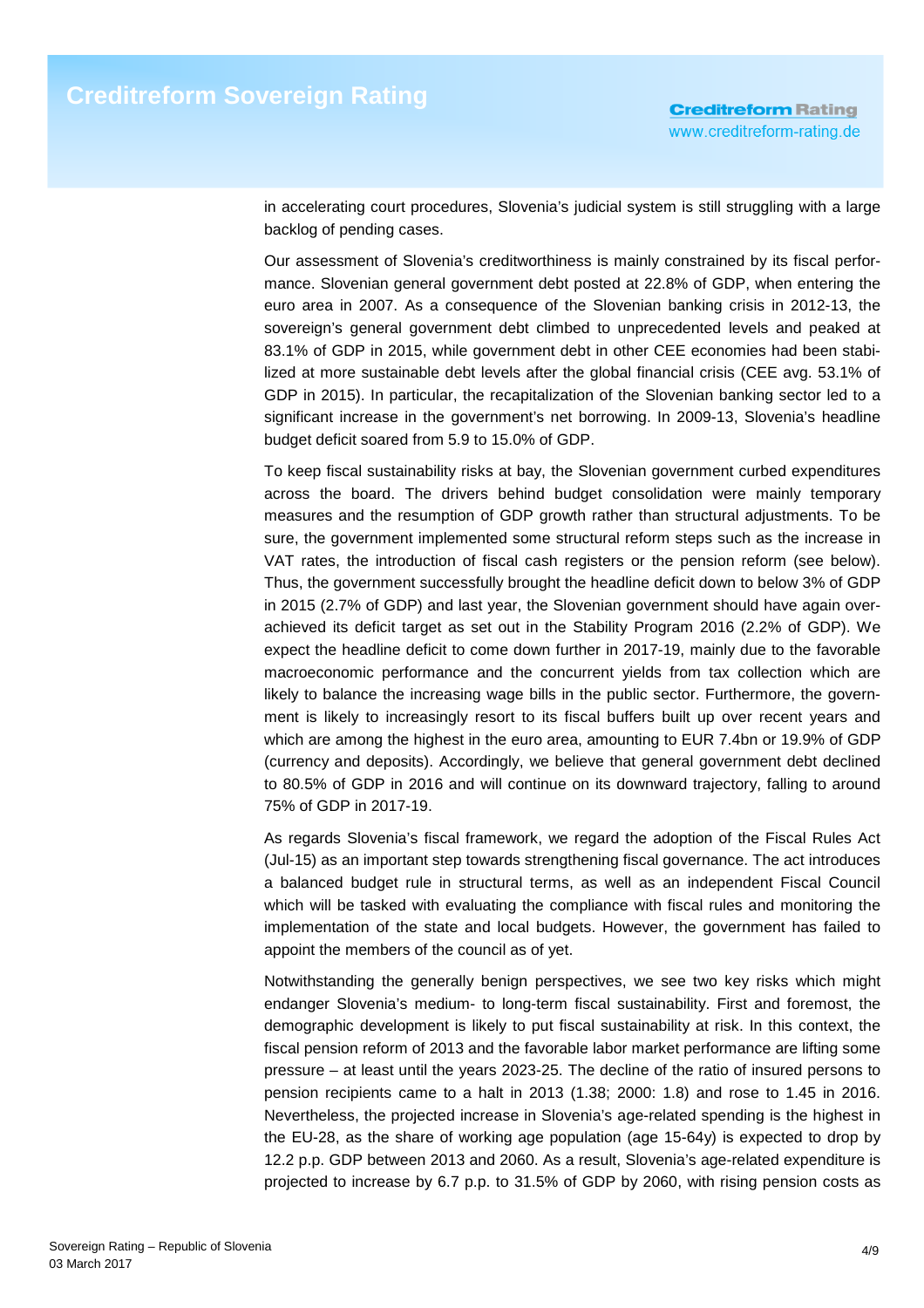in accelerating court procedures, Slovenia's judicial system is still struggling with a large backlog of pending cases.

Our assessment of Slovenia's creditworthiness is mainly constrained by its fiscal performance. Slovenian general government debt posted at 22.8% of GDP, when entering the euro area in 2007. As a consequence of the Slovenian banking crisis in 2012-13, the sovereign's general government debt climbed to unprecedented levels and peaked at 83.1% of GDP in 2015, while government debt in other CEE economies had been stabilized at more sustainable debt levels after the global financial crisis (CEE avg. 53.1% of GDP in 2015). In particular, the recapitalization of the Slovenian banking sector led to a significant increase in the government's net borrowing. In 2009-13, Slovenia's headline budget deficit soared from 5.9 to 15.0% of GDP.

To keep fiscal sustainability risks at bay, the Slovenian government curbed expenditures across the board. The drivers behind budget consolidation were mainly temporary measures and the resumption of GDP growth rather than structural adjustments. To be sure, the government implemented some structural reform steps such as the increase in VAT rates, the introduction of fiscal cash registers or the pension reform (see below). Thus, the government successfully brought the headline deficit down to below 3% of GDP in 2015 (2.7% of GDP) and last year, the Slovenian government should have again over-achieved its deficit target as set out in the Stability Program 2016 (2.2% of GDP). We expect the headline deficit to come down further in 2017-19, mainly due to the favorable macroeconomic performance and the concurrent yields from tax collection which are likely to balance the increasing wage bills in the public sector. Furthermore, the government is likely to increasingly resort to its fiscal buffers built up over recent years and which are among the highest in the euro area, amounting to EUR 7.4bn or 19.9% of GDP (currency and deposits). Accordingly, we believe that general government debt declined to 80.5% of GDP in 2016 and will continue on its downward trajectory, falling to around 75% of GDP in 2017-19.

As regards Slovenia's fiscal framework, we regard the adoption of the Fiscal Rules Act (Jul-15) as an important step towards strengthening fiscal governance. The act introduces a balanced budget rule in structural terms, as well as an independent Fiscal Council which will be tasked with evaluating the compliance with fiscal rules and monitoring the implementation of the state and local budgets. However, the government has failed to appoint the members of the council as of yet.

Notwithstanding the generally benign perspectives, we see two key risks which might endanger Slovenia's medium- to long-term fiscal sustainability. First and foremost, the demographic development is likely to put fiscal sustainability at risk. In this context, the fiscal pension reform of 2013 and the favorable labor market performance are lifting some pressure – at least until the years 2023-25. The decline of the ratio of insured persons to pension recipients came to a halt in 2013 (1.38; 2000: 1.8) and rose to 1.45 in 2016. Nevertheless, the projected increase in Slovenia's age-related spending is the highest in the EU-28, as the share of working age population (age 15-64y) is expected to drop by 12.2 p.p. GDP between 2013 and 2060. As a result, Slovenia's age-related expenditure is projected to increase by 6.7 p.p. to 31.5% of GDP by 2060, with rising pension costs as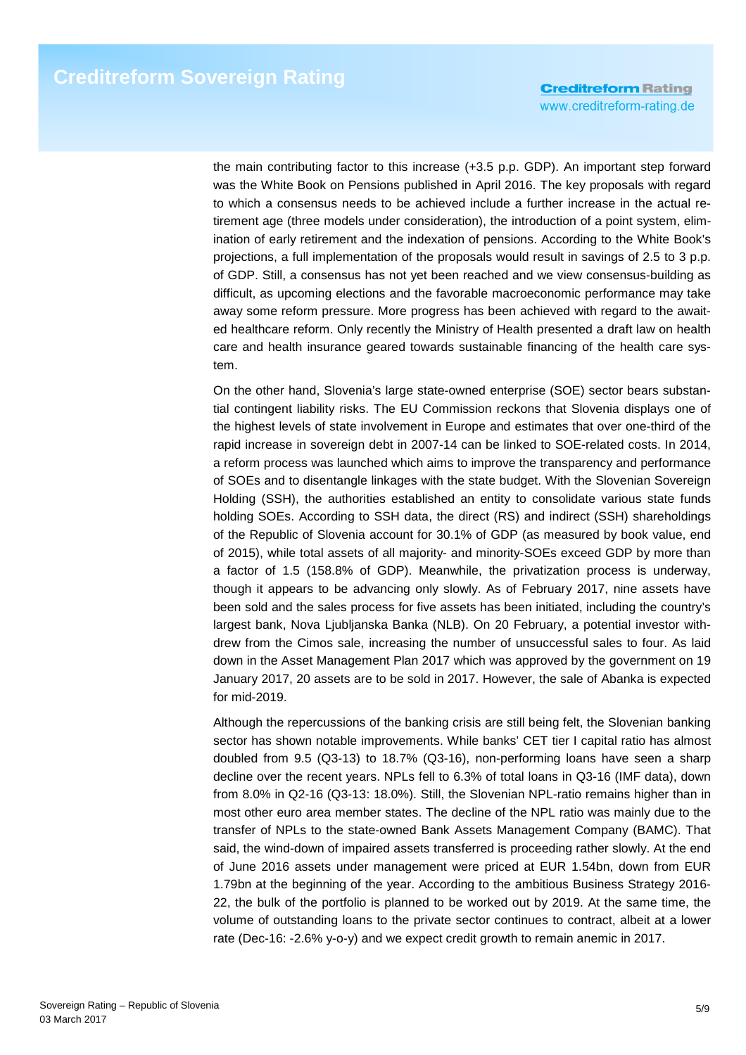the main contributing factor to this increase (+3.5 p.p. GDP). An important step forward was the White Book on Pensions published in April 2016. The key proposals with regard to which a consensus needs to be achieved include a further increase in the actual retirement age (three models under consideration), the introduction of a point system, elimination of early retirement and the indexation of pensions. According to the White Book's projections, a full implementation of the proposals would result in savings of 2.5 to 3 p.p. of GDP. Still, a consensus has not yet been reached and we view consensus-building as difficult, as upcoming elections and the favorable macroeconomic performance may take away some reform pressure. More progress has been achieved with regard to the awaited healthcare reform. Only recently the Ministry of Health presented a draft law on health care and health insurance geared towards sustainable financing of the health care system.

On the other hand, Slovenia's large state-owned enterprise (SOE) sector bears substantial contingent liability risks. The EU Commission reckons that Slovenia displays one of the highest levels of state involvement in Europe and estimates that over one-third of the rapid increase in sovereign debt in 2007-14 can be linked to SOE-related costs. In 2014, a reform process was launched which aims to improve the transparency and performance of SOEs and to disentangle linkages with the state budget. With the Slovenian Sovereign Holding (SSH), the authorities established an entity to consolidate various state funds holding SOEs. According to SSH data, the direct (RS) and indirect (SSH) shareholdings of the Republic of Slovenia account for 30.1% of GDP (as measured by book value, end of 2015), while total assets of all majority- and minority-SOEs exceed GDP by more than a factor of 1.5 (158.8% of GDP). Meanwhile, the privatization process is underway, though it appears to be advancing only slowly. As of February 2017, nine assets have been sold and the sales process for five assets has been initiated, including the country's largest bank, Nova Ljubljanska Banka (NLB). On 20 February, a potential investor withdrew from the Cimos sale, increasing the number of unsuccessful sales to four. As laid down in the Asset Management Plan 2017 which was approved by the government on 19 January 2017, 20 assets are to be sold in 2017. However, the sale of Abanka is expected for mid-2019.

Although the repercussions of the banking crisis are still being felt, the Slovenian banking sector has shown notable improvements. While banks' CET tier I capital ratio has almost doubled from 9.5 (Q3-13) to 18.7% (Q3-16), non-performing loans have seen a sharp decline over the recent years. NPLs fell to 6.3% of total loans in Q3-16 (IMF data), down from 8.0% in Q2-16 (Q3-13: 18.0%). Still, the Slovenian NPL-ratio remains higher than in most other euro area member states. The decline of the NPL ratio was mainly due to the transfer of NPLs to the state-owned Bank Assets Management Company (BAMC). That said, the wind-down of impaired assets transferred is proceeding rather slowly. At the end of June 2016 assets under management were priced at EUR 1.54bn, down from EUR 1.79bn at the beginning of the year. According to the ambitious Business Strategy 2016-22, the bulk of the portfolio is planned to be worked out by 2019. At the same time, the volume of outstanding loans to the private sector continues to contract, albeit at a lower rate (Dec-16: -2.6% y-o-y) and we expect credit growth to remain anemic in 2017.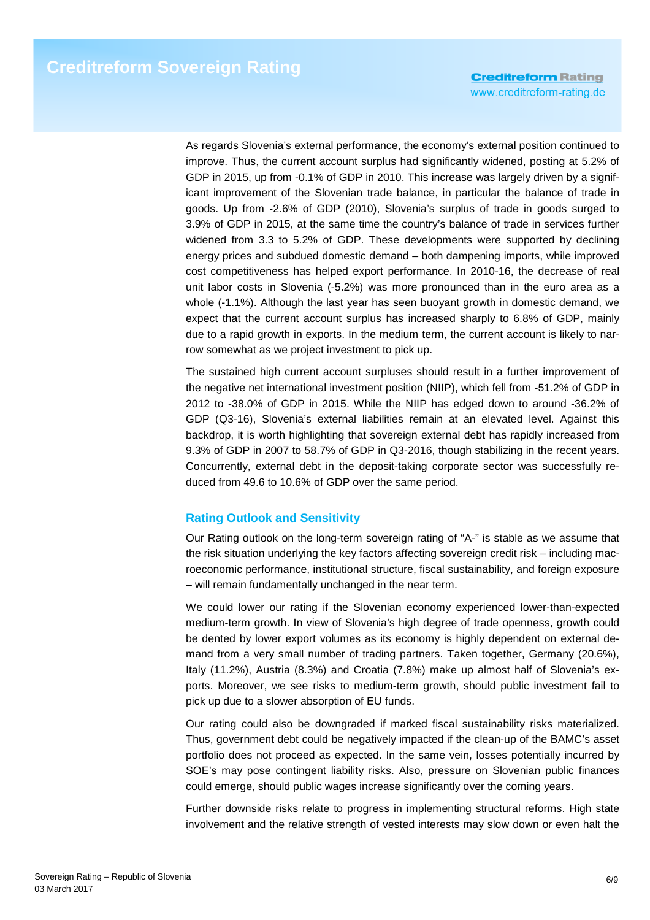As regards Slovenia's external performance, the economy's external position continued to improve. Thus, the current account surplus had significantly widened, posting at 5.2% of GDP in 2015, up from -0.1% of GDP in 2010. This increase was largely driven by a significant improvement of the Slovenian trade balance, in particular the balance of trade in goods. Up from -2.6% of GDP (2010), Slovenia's surplus of trade in goods surged to 3.9% of GDP in 2015, at the same time the country's balance of trade in services further widened from 3.3 to 5.2% of GDP. These developments were supported by declining energy prices and subdued domestic demand – both dampening imports, while improved cost competitiveness has helped export performance. In 2010-16, the decrease of real unit labor costs in Slovenia (-5.2%) was more pronounced than in the euro area as a whole (-1.1%). Although the last year has seen buoyant growth in domestic demand, we expect that the current account surplus has increased sharply to 6.8% of GDP, mainly due to a rapid growth in exports. In the medium term, the current account is likely to narrow somewhat as we project investment to pick up.

The sustained high current account surpluses should result in a further improvement of the negative net international investment position (NIIP), which fell from -51.2% of GDP in 2012 to -38.0% of GDP in 2015. While the NIIP has edged down to around -36.2% of GDP (Q3-16), Slovenia's external liabilities remain at an elevated level. Against this backdrop, it is worth highlighting that sovereign external debt has rapidly increased from 9.3% of GDP in 2007 to 58.7% of GDP in Q3-2016, though stabilizing in the recent years. Concurrently, external debt in the deposit-taking corporate sector was successfully reduced from 49.6 to 10.6% of GDP over the same period.

## Rating Outlook and Sensitivity

Our Rating outlook on the long-term sovereign rating of "A-" is stable as we assume that the risk situation underlying the key factors affecting sovereign credit risk – including macroeconomic performance, institutional structure, fiscal sustainability, and foreign exposure – will remain fundamentally unchanged in the near term.

We could lower our rating if the Slovenian economy experienced lower-than-expected medium-term growth. In view of Slovenia's high degree of trade openness, growth could be dented by lower export volumes as its economy is highly dependent on external demand from a very small number of trading partners. Taken together, Germany (20.6%), Italy (11.2%), Austria (8.3%) and Croatia (7.8%) make up almost half of Slovenia's exports. Moreover, we see risks to medium-term growth, should public investment fail to pick up due to a slower absorption of EU funds.

Our rating could also be downgraded if marked fiscal sustainability risks materialized. Thus, government debt could be negatively impacted if the clean-up of the BAMC's asset portfolio does not proceed as expected. In the same vein, losses potentially incurred by SOE's may pose contingent liability risks. Also, pressure on Slovenian public finances could emerge, should public wages increase significantly over the coming years.

Further downside risks relate to progress in implementing structural reforms. High state involvement and the relative strength of vested interests may slow down or even halt the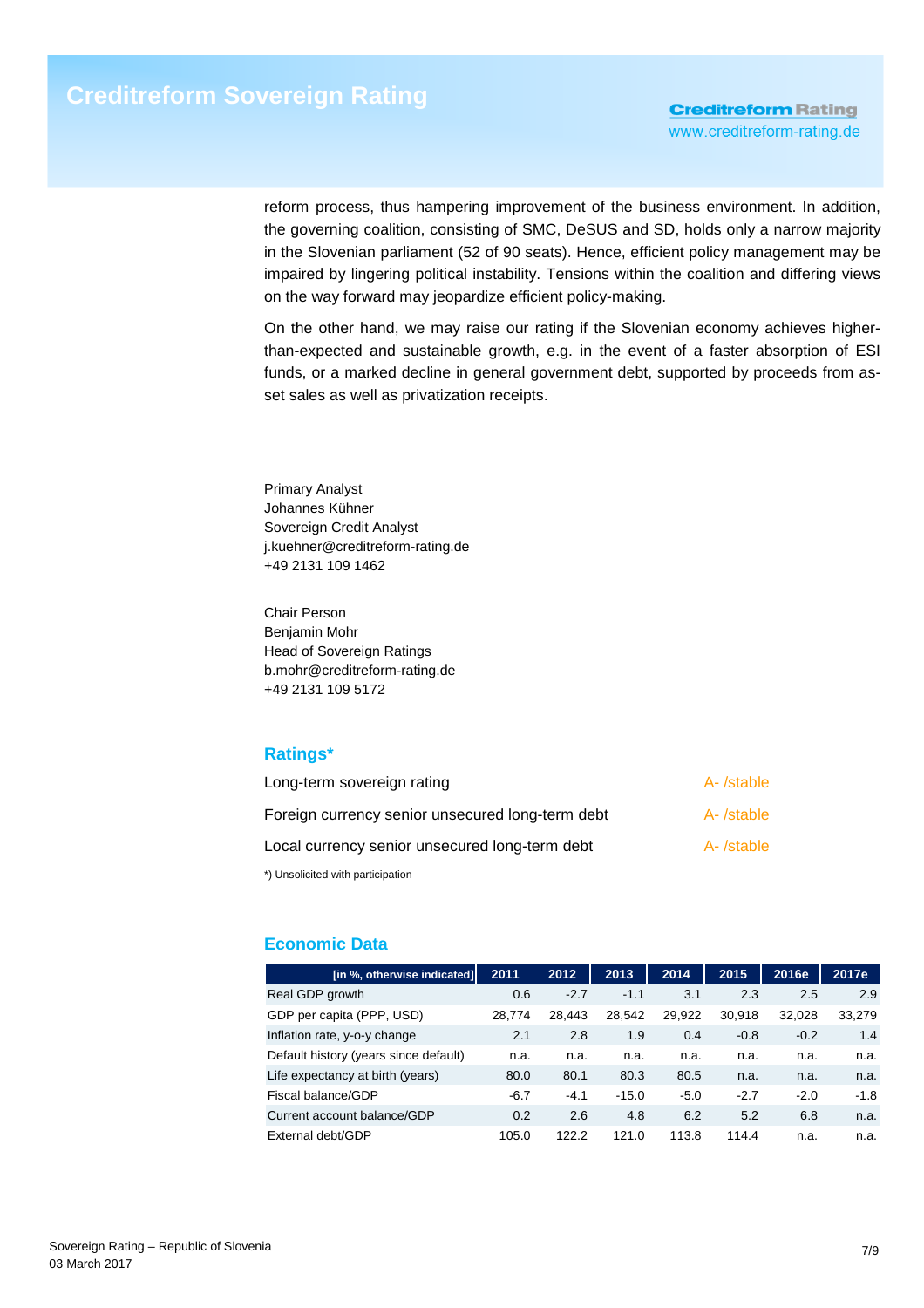reform process, thus hampering improvement of the business environment. In addition, the governing coalition, consisting of SMC, DeSUS and SD, holds only a narrow majority in the Slovenian parliament (52 of 90 seats). Hence, efficient policy management may be impaired by lingering political instability. Tensions within the coalition and differing views on the way forward may jeopardize efficient policy-making.

On the other hand, we may raise our rating if the Slovenian economy achieves higher-than-expected and sustainable growth, e.g. in the event of a faster absorption of ESI funds, or a marked decline in general government debt, supported by proceeds from asset sales as well as privatization receipts.

Primary Analyst
Johannes Kühner
Sovereign Credit Analyst
j.kuehner@creditreform-rating.de
+49 2131 109 1462

Chair Person
Benjamin Mohr
Head of Sovereign Ratings
b.mohr@creditreform-rating.de
+49 2131 109 5172

## Ratings*

| | |
|---|---|
| Long-term sovereign rating | A- /stable |
| Foreign currency senior unsecured long-term debt | A- /stable |
| Local currency senior unsecured long-term debt | A- /stable |

*) Unsolicited with participation

## Economic Data

| [in %, otherwise indicated] | 2011 | 2012 | 2013 | 2014 | 2015 | 2016e | 2017e |
|---|---|---|---|---|---|---|---|
| Real GDP growth | 0.6 | -2.7 | -1.1 | 3.1 | 2.3 | 2.5 | 2.9 |
| GDP per capita (PPP, USD) | 28,774 | 28,443 | 28,542 | 29,922 | 30,918 | 32,028 | 33,279 |
| Inflation rate, y-o-y change | 2.1 | 2.8 | 1.9 | 0.4 | -0.8 | -0.2 | 1.4 |
| Default history (years since default) | n.a. | n.a. | n.a. | n.a. | n.a. | n.a. | n.a. |
| Life expectancy at birth (years) | 80.0 | 80.1 | 80.3 | 80.5 | n.a. | n.a. | n.a. |
| Fiscal balance/GDP | -6.7 | -4.1 | -15.0 | -5.0 | -2.7 | -2.0 | -1.8 |
| Current account balance/GDP | 0.2 | 2.6 | 4.8 | 6.2 | 5.2 | 6.8 | n.a. |
| External debt/GDP | 105.0 | 122.2 | 121.0 | 113.8 | 114.4 | n.a. | n.a. |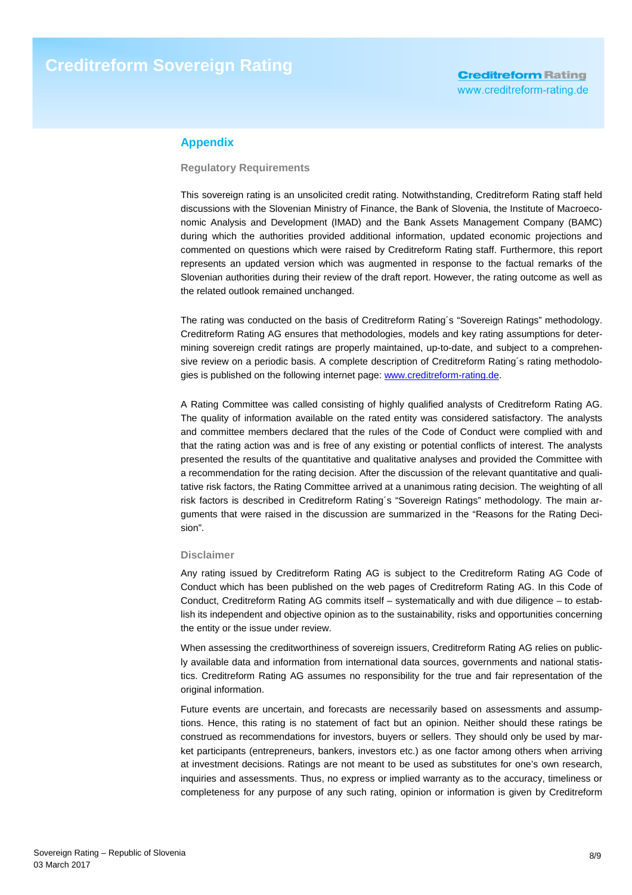## Appendix

### Regulatory Requirements

This sovereign rating is an unsolicited credit rating. Notwithstanding, Creditreform Rating staff held discussions with the Slovenian Ministry of Finance, the Bank of Slovenia, the Institute of Macroeconomic Analysis and Development (IMAD) and the Bank Assets Management Company (BAMC) during which the authorities provided additional information, updated economic projections and commented on questions which were raised by Creditreform Rating staff. Furthermore, this report represents an updated version which was augmented in response to the factual remarks of the Slovenian authorities during their review of the draft report. However, the rating outcome as well as the related outlook remained unchanged.

The rating was conducted on the basis of Creditreform Rating´s "Sovereign Ratings" methodology. Creditreform Rating AG ensures that methodologies, models and key rating assumptions for determining sovereign credit ratings are properly maintained, up-to-date, and subject to a comprehensive review on a periodic basis. A complete description of Creditreform Rating´s rating methodologies is published on the following internet page: www.creditreform-rating.de.

A Rating Committee was called consisting of highly qualified analysts of Creditreform Rating AG. The quality of information available on the rated entity was considered satisfactory. The analysts and committee members declared that the rules of the Code of Conduct were complied with and that the rating action was and is free of any existing or potential conflicts of interest. The analysts presented the results of the quantitative and qualitative analyses and provided the Committee with a recommendation for the rating decision. After the discussion of the relevant quantitative and qualitative risk factors, the Rating Committee arrived at a unanimous rating decision. The weighting of all risk factors is described in Creditreform Rating´s "Sovereign Ratings" methodology. The main arguments that were raised in the discussion are summarized in the "Reasons for the Rating Decision".

### Disclaimer

Any rating issued by Creditreform Rating AG is subject to the Creditreform Rating AG Code of Conduct which has been published on the web pages of Creditreform Rating AG. In this Code of Conduct, Creditreform Rating AG commits itself – systematically and with due diligence – to establish its independent and objective opinion as to the sustainability, risks and opportunities concerning the entity or the issue under review.

When assessing the creditworthiness of sovereign issuers, Creditreform Rating AG relies on publicly available data and information from international data sources, governments and national statistics. Creditreform Rating AG assumes no responsibility for the true and fair representation of the original information.

Future events are uncertain, and forecasts are necessarily based on assessments and assumptions. Hence, this rating is no statement of fact but an opinion. Neither should these ratings be construed as recommendations for investors, buyers or sellers. They should only be used by market participants (entrepreneurs, bankers, investors etc.) as one factor among others when arriving at investment decisions. Ratings are not meant to be used as substitutes for one's own research, inquiries and assessments. Thus, no express or implied warranty as to the accuracy, timeliness or completeness for any purpose of any such rating, opinion or information is given by Creditreform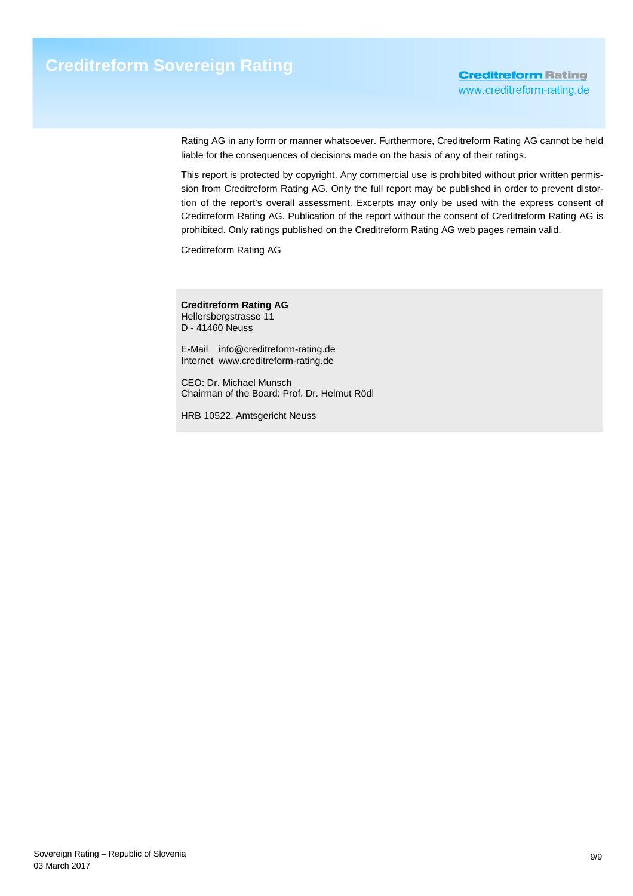Rating AG in any form or manner whatsoever. Furthermore, Creditreform Rating AG cannot be held liable for the consequences of decisions made on the basis of any of their ratings.

This report is protected by copyright. Any commercial use is prohibited without prior written permission from Creditreform Rating AG. Only the full report may be published in order to prevent distortion of the report's overall assessment. Excerpts may only be used with the express consent of Creditreform Rating AG. Publication of the report without the consent of Creditreform Rating AG is prohibited. Only ratings published on the Creditreform Rating AG web pages remain valid.

Creditreform Rating AG

**Creditreform Rating AG**
Hellersbergstrasse 11
D - 41460 Neuss

E-Mail info@creditreform-rating.de
Internet www.creditreform-rating.de

CEO: Dr. Michael Munsch
Chairman of the Board: Prof. Dr. Helmut Rödl

HRB 10522, Amtsgericht Neuss